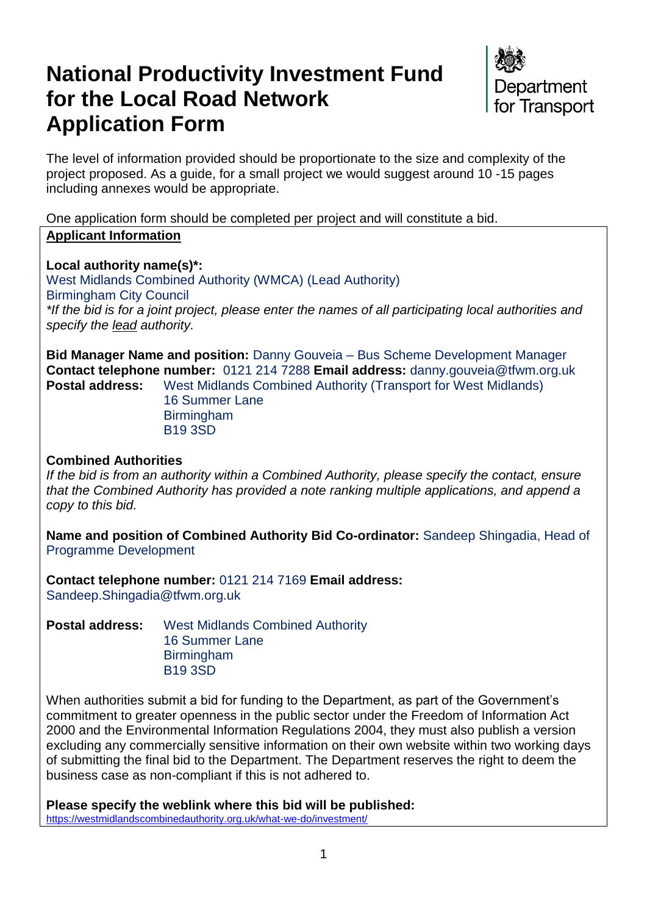# National Productivity Investment Fund for the Local Road Network Application Form

Department for Transport

The level of information provided should be proportionate to the size and complexity of the project proposed. As a guide, for a small project we would suggest around 10 -15 pages including annexes would be appropriate.

One application form should be completed per project and will constitute a bid.

**Applicant Information**

**Local authority name(s)*:**
West Midlands Combined Authority (WMCA) (Lead Authority)
Birmingham City Council
*\*If the bid is for a joint project, please enter the names of all participating local authorities and specify the lead authority.*

**Bid Manager Name and position:** Danny Gouveia – Bus Scheme Development Manager
**Contact telephone number:** 0121 214 7288 **Email address:** danny.gouveia@tfwm.org.uk
**Postal address:** West Midlands Combined Authority (Transport for West Midlands)
16 Summer Lane
Birmingham
B19 3SD

**Combined Authorities**

*If the bid is from an authority within a Combined Authority, please specify the contact, ensure that the Combined Authority has provided a note ranking multiple applications, and append a copy to this bid.*

**Name and position of Combined Authority Bid Co-ordinator:** Sandeep Shingadia, Head of Programme Development

**Contact telephone number:** 0121 214 7169 **Email address:** Sandeep.Shingadia@tfwm.org.uk

**Postal address:** West Midlands Combined Authority
16 Summer Lane
Birmingham
B19 3SD

When authorities submit a bid for funding to the Department, as part of the Government's commitment to greater openness in the public sector under the Freedom of Information Act 2000 and the Environmental Information Regulations 2004, they must also publish a version excluding any commercially sensitive information on their own website within two working days of submitting the final bid to the Department. The Department reserves the right to deem the business case as non-compliant if this is not adhered to.

**Please specify the weblink where this bid will be published:**
https://westmidlandscombinedauthority.org.uk/what-we-do/investment/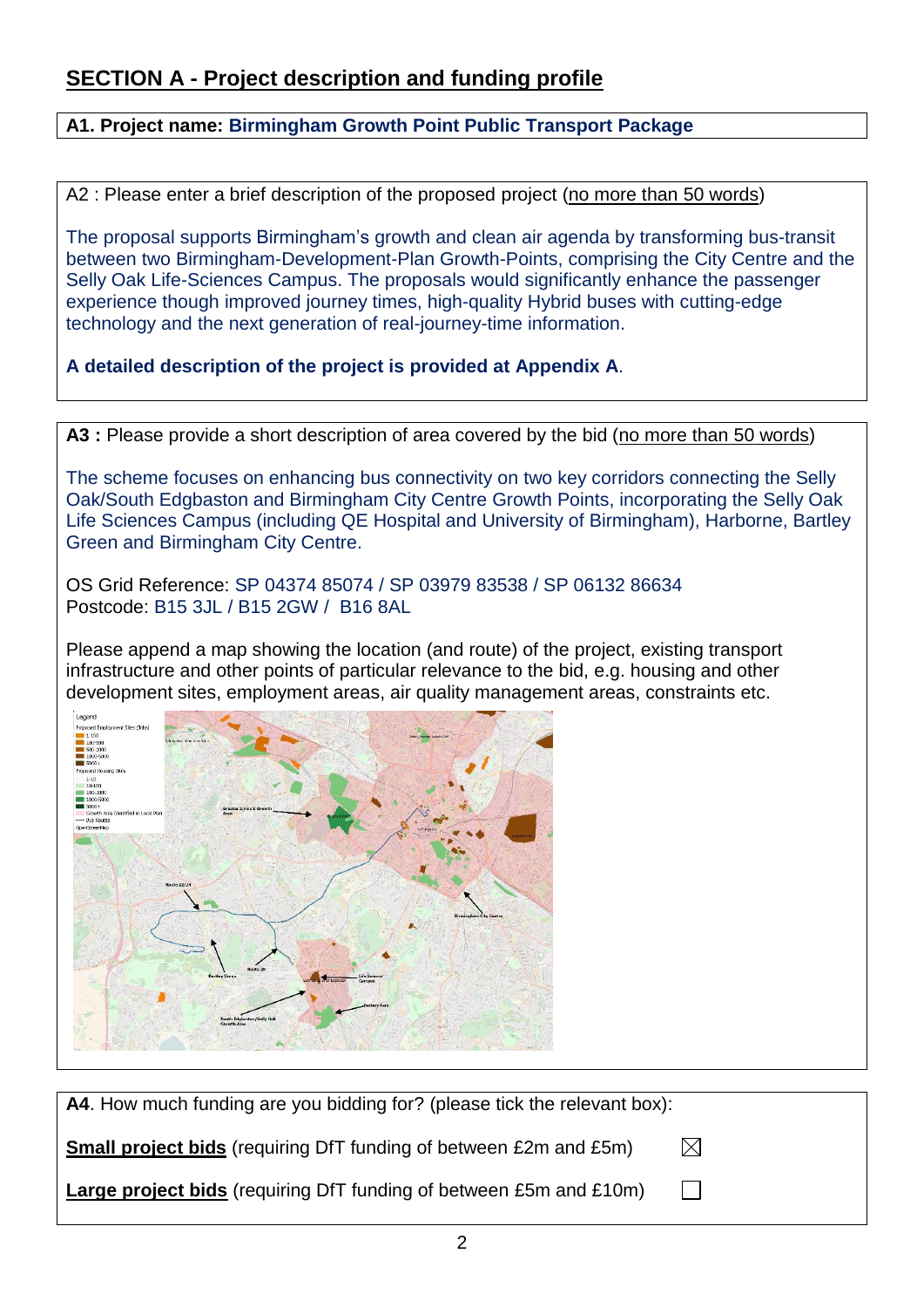## SECTION A - Project description and funding profile

**A1. Project name: Birmingham Growth Point Public Transport Package**

A2 : Please enter a brief description of the proposed project (no more than 50 words)

The proposal supports Birmingham's growth and clean air agenda by transforming bus-transit between two Birmingham-Development-Plan Growth-Points, comprising the City Centre and the Selly Oak Life-Sciences Campus. The proposals would significantly enhance the passenger experience though improved journey times, high-quality Hybrid buses with cutting-edge technology and the next generation of real-journey-time information.

**A detailed description of the project is provided at Appendix A**.

**A3 :** Please provide a short description of area covered by the bid (no more than 50 words)

The scheme focuses on enhancing bus connectivity on two key corridors connecting the Selly Oak/South Edgbaston and Birmingham City Centre Growth Points, incorporating the Selly Oak Life Sciences Campus (including QE Hospital and University of Birmingham), Harborne, Bartley Green and Birmingham City Centre.

OS Grid Reference: SP 04374 85074 / SP 03979 83538 / SP 06132 86634
Postcode: B15 3JL / B15 2GW / B16 8AL

Please append a map showing the location (and route) of the project, existing transport infrastructure and other points of particular relevance to the bid, e.g. housing and other development sites, employment areas, air quality management areas, constraints etc.

**A4**. How much funding are you bidding for? (please tick the relevant box):

**Small project bids** (requiring DfT funding of between £2m and £5m) ☒

**Large project bids** (requiring DfT funding of between £5m and £10m) ☐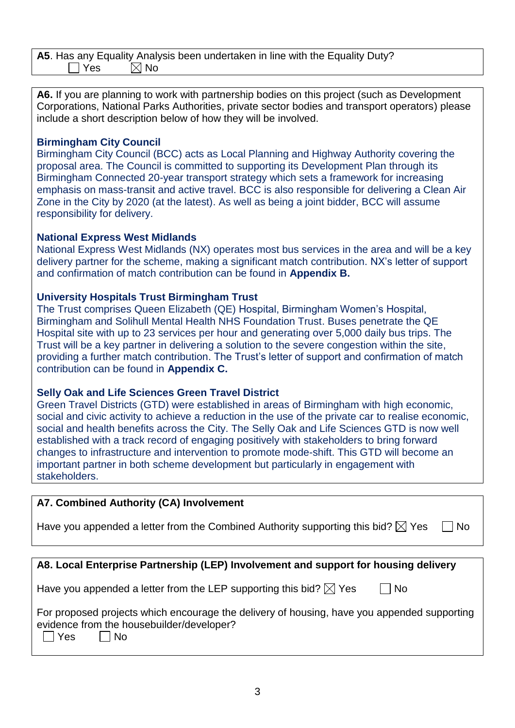**A5**. Has any Equality Analysis been undertaken in line with the Equality Duty?

☐ Yes ☒ No

**A6.** If you are planning to work with partnership bodies on this project (such as Development Corporations, National Parks Authorities, private sector bodies and transport operators) please include a short description below of how they will be involved.

**Birmingham City Council**

Birmingham City Council (BCC) acts as Local Planning and Highway Authority covering the proposal area. The Council is committed to supporting its Development Plan through its Birmingham Connected 20-year transport strategy which sets a framework for increasing emphasis on mass-transit and active travel. BCC is also responsible for delivering a Clean Air Zone in the City by 2020 (at the latest). As well as being a joint bidder, BCC will assume responsibility for delivery.

**National Express West Midlands**

National Express West Midlands (NX) operates most bus services in the area and will be a key delivery partner for the scheme, making a significant match contribution. NX's letter of support and confirmation of match contribution can be found in **Appendix B.**

**University Hospitals Trust Birmingham Trust**

The Trust comprises Queen Elizabeth (QE) Hospital, Birmingham Women's Hospital, Birmingham and Solihull Mental Health NHS Foundation Trust. Buses penetrate the QE Hospital site with up to 23 services per hour and generating over 5,000 daily bus trips. The Trust will be a key partner in delivering a solution to the severe congestion within the site, providing a further match contribution. The Trust's letter of support and confirmation of match contribution can be found in **Appendix C.**

**Selly Oak and Life Sciences Green Travel District**

Green Travel Districts (GTD) were established in areas of Birmingham with high economic, social and civic activity to achieve a reduction in the use of the private car to realise economic, social and health benefits across the City. The Selly Oak and Life Sciences GTD is now well established with a track record of engaging positively with stakeholders to bring forward changes to infrastructure and intervention to promote mode-shift. This GTD will become an important partner in both scheme development but particularly in engagement with stakeholders.

**A7. Combined Authority (CA) Involvement**

Have you appended a letter from the Combined Authority supporting this bid? ☒ Yes ☐ No

**A8. Local Enterprise Partnership (LEP) Involvement and support for housing delivery**

Have you appended a letter from the LEP supporting this bid? ☒ Yes ☐ No

For proposed projects which encourage the delivery of housing, have you appended supporting evidence from the housebuilder/developer?

☐ Yes ☐ No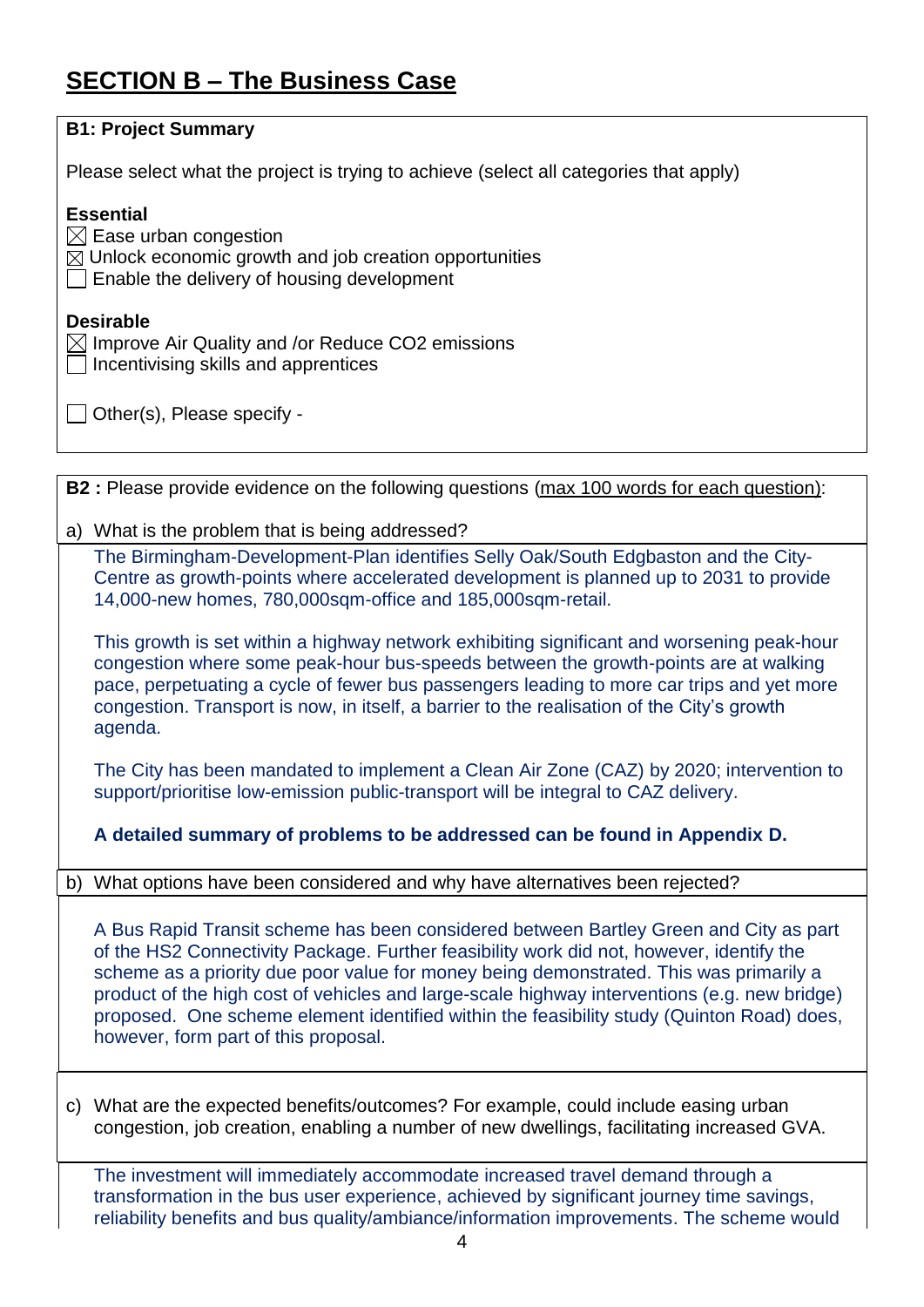## SECTION B – The Business Case

**B1: Project Summary**

Please select what the project is trying to achieve (select all categories that apply)

**Essential**

☒ Ease urban congestion
☒ Unlock economic growth and job creation opportunities
☐ Enable the delivery of housing development

**Desirable**

☒ Improve Air Quality and /or Reduce CO2 emissions
☐ Incentivising skills and apprentices

☐ Other(s), Please specify -

**B2 :** Please provide evidence on the following questions (max 100 words for each question):

a) What is the problem that is being addressed?

The Birmingham-Development-Plan identifies Selly Oak/South Edgbaston and the City-Centre as growth-points where accelerated development is planned up to 2031 to provide 14,000-new homes, 780,000sqm-office and 185,000sqm-retail.

This growth is set within a highway network exhibiting significant and worsening peak-hour congestion where some peak-hour bus-speeds between the growth-points are at walking pace, perpetuating a cycle of fewer bus passengers leading to more car trips and yet more congestion. Transport is now, in itself, a barrier to the realisation of the City's growth agenda.

The City has been mandated to implement a Clean Air Zone (CAZ) by 2020; intervention to support/prioritise low-emission public-transport will be integral to CAZ delivery.

**A detailed summary of problems to be addressed can be found in Appendix D.**

b) What options have been considered and why have alternatives been rejected?

A Bus Rapid Transit scheme has been considered between Bartley Green and City as part of the HS2 Connectivity Package. Further feasibility work did not, however, identify the scheme as a priority due poor value for money being demonstrated. This was primarily a product of the high cost of vehicles and large-scale highway interventions (e.g. new bridge) proposed. One scheme element identified within the feasibility study (Quinton Road) does, however, form part of this proposal.

c) What are the expected benefits/outcomes? For example, could include easing urban congestion, job creation, enabling a number of new dwellings, facilitating increased GVA.

The investment will immediately accommodate increased travel demand through a transformation in the bus user experience, achieved by significant journey time savings, reliability benefits and bus quality/ambiance/information improvements. The scheme would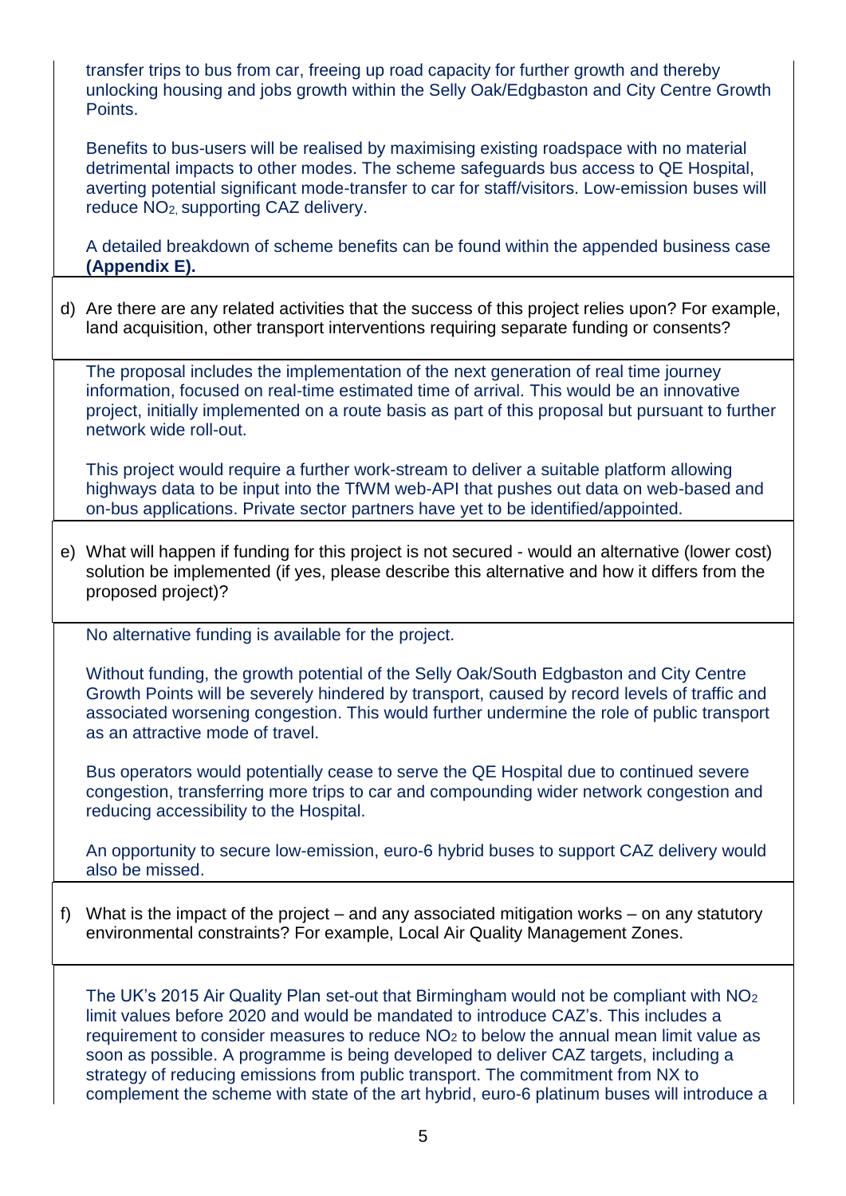transfer trips to bus from car, freeing up road capacity for further growth and thereby unlocking housing and jobs growth within the Selly Oak/Edgbaston and City Centre Growth Points.

Benefits to bus-users will be realised by maximising existing roadspace with no material detrimental impacts to other modes. The scheme safeguards bus access to QE Hospital, averting potential significant mode-transfer to car for staff/visitors. Low-emission buses will reduce $NO_2$, supporting CAZ delivery.

A detailed breakdown of scheme benefits can be found within the appended business case **(Appendix E).**

d) Are there are any related activities that the success of this project relies upon? For example, land acquisition, other transport interventions requiring separate funding or consents?

The proposal includes the implementation of the next generation of real time journey information, focused on real-time estimated time of arrival. This would be an innovative project, initially implemented on a route basis as part of this proposal but pursuant to further network wide roll-out.

This project would require a further work-stream to deliver a suitable platform allowing highways data to be input into the TfWM web-API that pushes out data on web-based and on-bus applications. Private sector partners have yet to be identified/appointed.

e) What will happen if funding for this project is not secured - would an alternative (lower cost) solution be implemented (if yes, please describe this alternative and how it differs from the proposed project)?

No alternative funding is available for the project.

Without funding, the growth potential of the Selly Oak/South Edgbaston and City Centre Growth Points will be severely hindered by transport, caused by record levels of traffic and associated worsening congestion. This would further undermine the role of public transport as an attractive mode of travel.

Bus operators would potentially cease to serve the QE Hospital due to continued severe congestion, transferring more trips to car and compounding wider network congestion and reducing accessibility to the Hospital.

An opportunity to secure low-emission, euro-6 hybrid buses to support CAZ delivery would also be missed.

f) What is the impact of the project – and any associated mitigation works – on any statutory environmental constraints? For example, Local Air Quality Management Zones.

The UK's 2015 Air Quality Plan set-out that Birmingham would not be compliant with $NO_2$ limit values before 2020 and would be mandated to introduce CAZ's. This includes a requirement to consider measures to reduce $NO_2$ to below the annual mean limit value as soon as possible. A programme is being developed to deliver CAZ targets, including a strategy of reducing emissions from public transport. The commitment from NX to complement the scheme with state of the art hybrid, euro-6 platinum buses will introduce a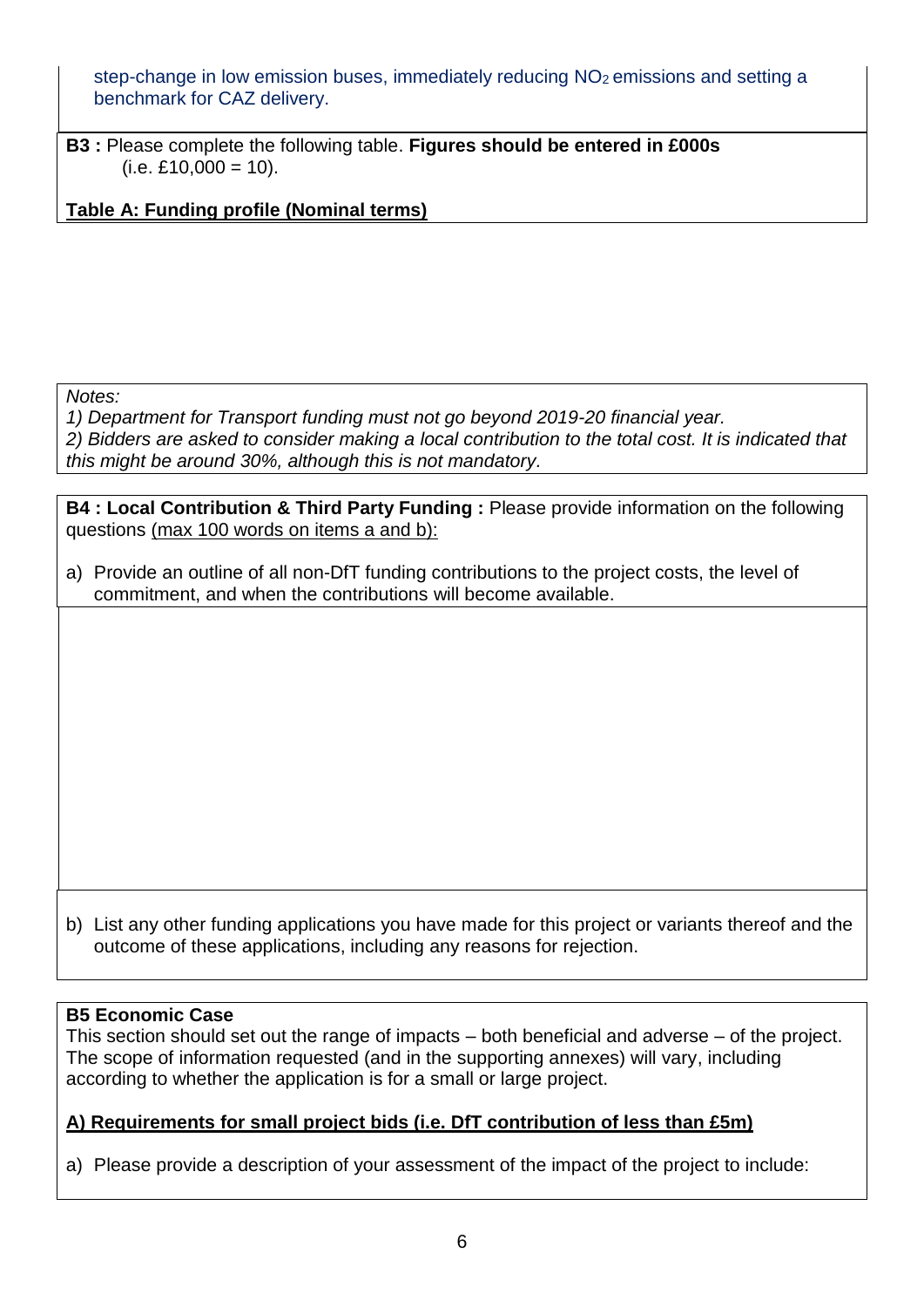step-change in low emission buses, immediately reducing $NO_2$ emissions and setting a benchmark for CAZ delivery.

**B3 :** Please complete the following table. **Figures should be entered in £000s** (i.e. £10,000 = 10).

**Table A: Funding profile (Nominal terms)**

*Notes:*
*1) Department for Transport funding must not go beyond 2019-20 financial year.*
*2) Bidders are asked to consider making a local contribution to the total cost. It is indicated that this might be around 30%, although this is not mandatory.*

**B4 : Local Contribution & Third Party Funding :** Please provide information on the following questions (max 100 words on items a and b):

a) Provide an outline of all non-DfT funding contributions to the project costs, the level of commitment, and when the contributions will become available.

b) List any other funding applications you have made for this project or variants thereof and the outcome of these applications, including any reasons for rejection.

**B5 Economic Case**
This section should set out the range of impacts – both beneficial and adverse – of the project. The scope of information requested (and in the supporting annexes) will vary, including according to whether the application is for a small or large project.

**A) Requirements for small project bids (i.e. DfT contribution of less than £5m)**

a) Please provide a description of your assessment of the impact of the project to include: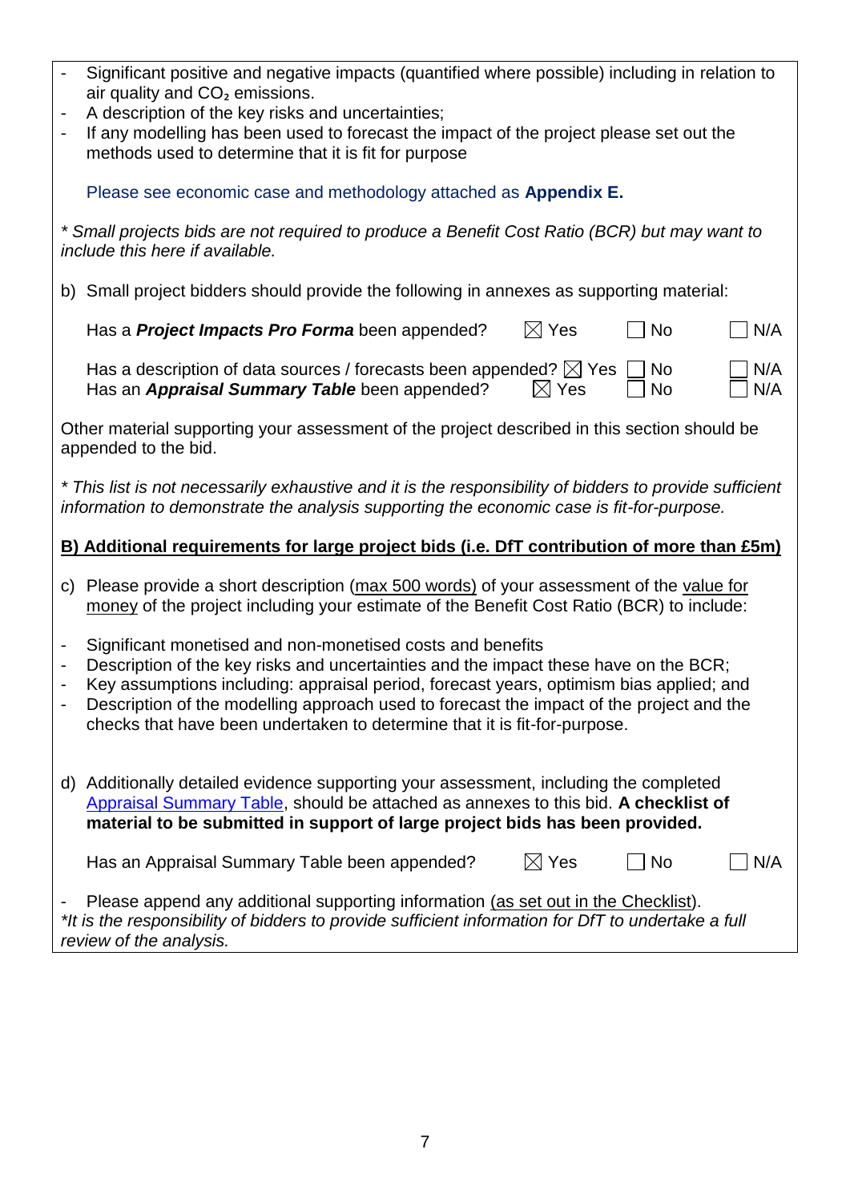- Significant positive and negative impacts (quantified where possible) including in relation to air quality and $CO_2$ emissions.
- A description of the key risks and uncertainties;
- If any modelling has been used to forecast the impact of the project please set out the methods used to determine that it is fit for purpose

Please see economic case and methodology attached as **Appendix E.**

*\* Small projects bids are not required to produce a Benefit Cost Ratio (BCR) but may want to include this here if available.*

b) Small project bidders should provide the following in annexes as supporting material:

Has a ***Project Impacts Pro Forma*** been appended? ☒ Yes ☐ No ☐ N/A

Has a description of data sources / forecasts been appended? ☒ Yes ☐ No ☐ N/A

Has an ***Appraisal Summary Table*** been appended? ☒ Yes ☐ No ☐ N/A

Other material supporting your assessment of the project described in this section should be appended to the bid.

*\* This list is not necessarily exhaustive and it is the responsibility of bidders to provide sufficient information to demonstrate the analysis supporting the economic case is fit-for-purpose.*

**B) Additional requirements for large project bids (i.e. DfT contribution of more than £5m)**

c) Please provide a short description (max 500 words) of your assessment of the value for money of the project including your estimate of the Benefit Cost Ratio (BCR) to include:

- Significant monetised and non-monetised costs and benefits
- Description of the key risks and uncertainties and the impact these have on the BCR;
- Key assumptions including: appraisal period, forecast years, optimism bias applied; and
- Description of the modelling approach used to forecast the impact of the project and the checks that have been undertaken to determine that it is fit-for-purpose.

d) Additionally detailed evidence supporting your assessment, including the completed Appraisal Summary Table, should be attached as annexes to this bid. **A checklist of material to be submitted in support of large project bids has been provided.**

Has an Appraisal Summary Table been appended? ☒ Yes ☐ No ☐ N/A

- Please append any additional supporting information (as set out in the Checklist).

*\*It is the responsibility of bidders to provide sufficient information for DfT to undertake a full review of the analysis.*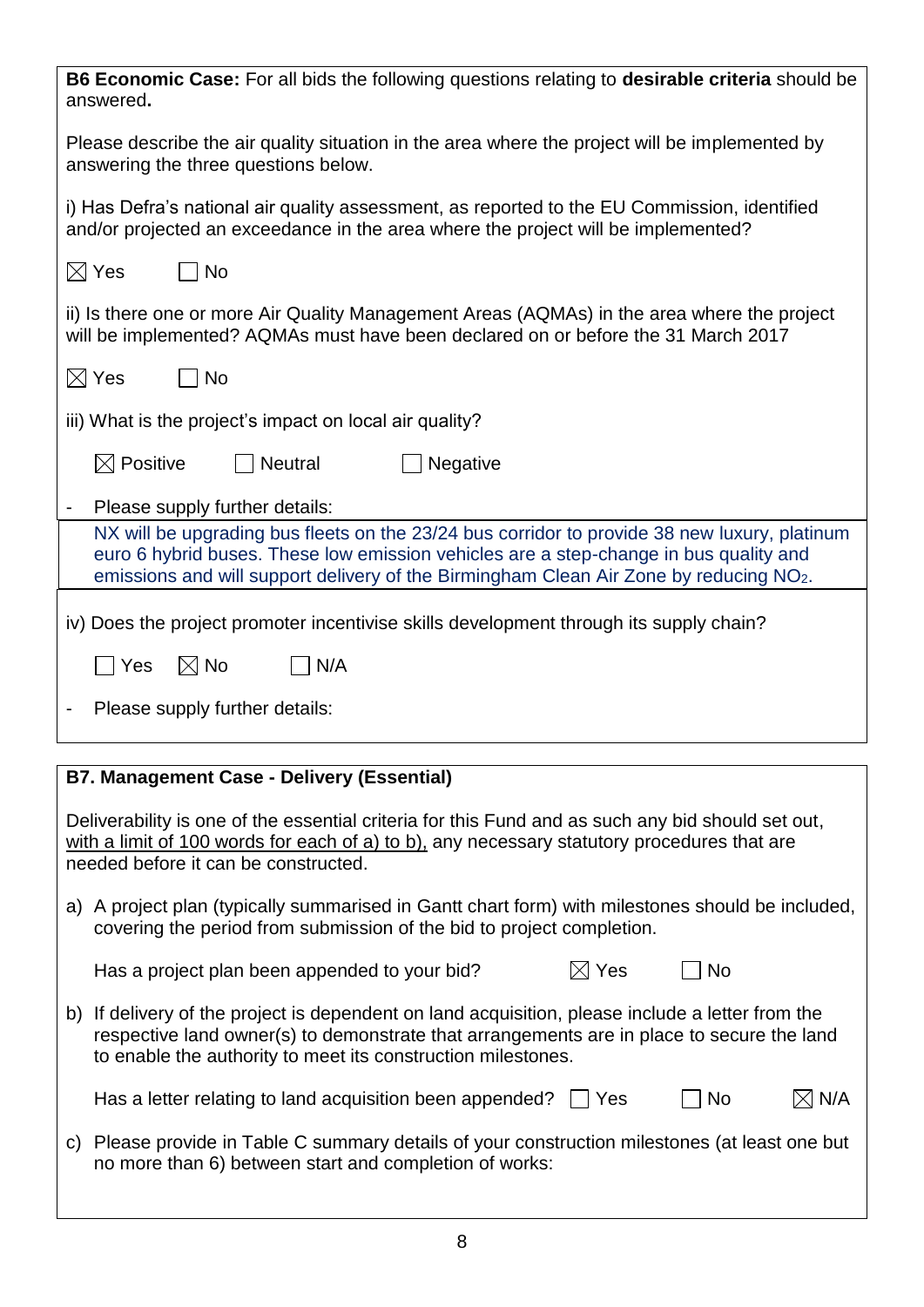**B6 Economic Case:** For all bids the following questions relating to **desirable criteria** should be answered**.**

Please describe the air quality situation in the area where the project will be implemented by answering the three questions below.

i) Has Defra's national air quality assessment, as reported to the EU Commission, identified and/or projected an exceedance in the area where the project will be implemented?

☒ Yes ☐ No

ii) Is there one or more Air Quality Management Areas (AQMAs) in the area where the project will be implemented? AQMAs must have been declared on or before the 31 March 2017

☒ Yes ☐ No

iii) What is the project's impact on local air quality?

☒ Positive ☐ Neutral ☐ Negative

- Please supply further details:

NX will be upgrading bus fleets on the 23/24 bus corridor to provide 38 new luxury, platinum euro 6 hybrid buses. These low emission vehicles are a step-change in bus quality and emissions and will support delivery of the Birmingham Clean Air Zone by reducing $NO_2$.

iv) Does the project promoter incentivise skills development through its supply chain?

☐ Yes ☒ No ☐ N/A

- Please supply further details:

**B7. Management Case - Delivery (Essential)**

Deliverability is one of the essential criteria for this Fund and as such any bid should set out, with a limit of 100 words for each of a) to b), any necessary statutory procedures that are needed before it can be constructed.

a) A project plan (typically summarised in Gantt chart form) with milestones should be included, covering the period from submission of the bid to project completion.

Has a project plan been appended to your bid? ☒ Yes ☐ No

b) If delivery of the project is dependent on land acquisition, please include a letter from the respective land owner(s) to demonstrate that arrangements are in place to secure the land to enable the authority to meet its construction milestones.

Has a letter relating to land acquisition been appended? ☐ Yes ☐ No ☒ N/A

c) Please provide in Table C summary details of your construction milestones (at least one but no more than 6) between start and completion of works: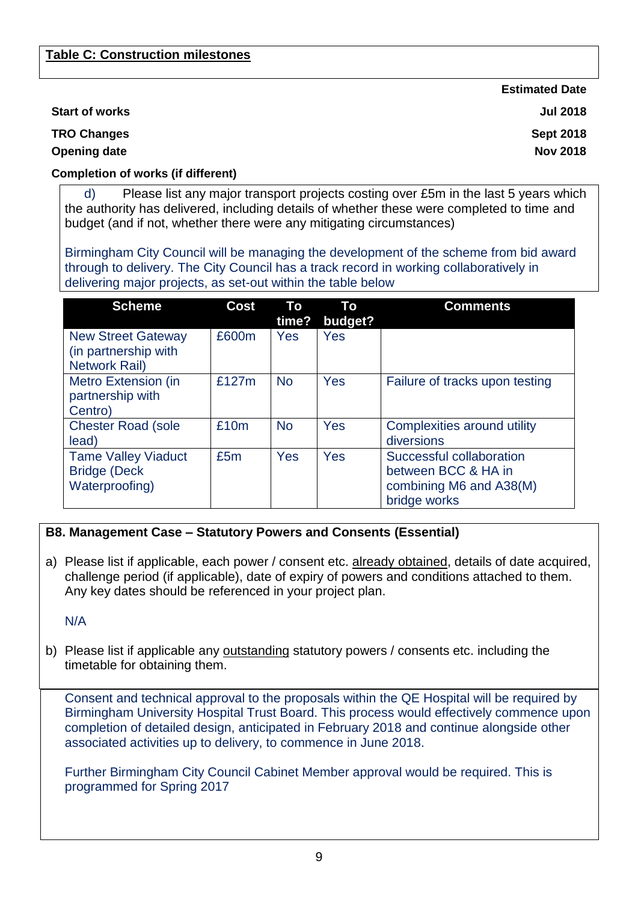**Table C: Construction milestones**

| | Estimated Date |
|---|---|
| **Start of works** | **Jul 2018** |
| **TRO Changes** | **Sept 2018** |
| **Opening date** | **Nov 2018** |
| **Completion of works (if different)** | |

d) Please list any major transport projects costing over £5m in the last 5 years which the authority has delivered, including details of whether these were completed to time and budget (and if not, whether there were any mitigating circumstances)

Birmingham City Council will be managing the development of the scheme from bid award through to delivery. The City Council has a track record in working collaboratively in delivering major projects, as set-out within the table below

| Scheme | Cost | To time? | To budget? | Comments |
|---|---|---|---|---|
| New Street Gateway (in partnership with Network Rail) | £600m | Yes | Yes | |
| Metro Extension (in partnership with Centro) | £127m | No | Yes | Failure of tracks upon testing |
| Chester Road (sole lead) | £10m | No | Yes | Complexities around utility diversions |
| Tame Valley Viaduct Bridge (Deck Waterproofing) | £5m | Yes | Yes | Successful collaboration between BCC & HA in combining M6 and A38(M) bridge works |

**B8. Management Case – Statutory Powers and Consents (Essential)**

a) Please list if applicable, each power / consent etc. already obtained, details of date acquired, challenge period (if applicable), date of expiry of powers and conditions attached to them. Any key dates should be referenced in your project plan.

N/A

b) Please list if applicable any outstanding statutory powers / consents etc. including the timetable for obtaining them.

Consent and technical approval to the proposals within the QE Hospital will be required by Birmingham University Hospital Trust Board. This process would effectively commence upon completion of detailed design, anticipated in February 2018 and continue alongside other associated activities up to delivery, to commence in June 2018.

Further Birmingham City Council Cabinet Member approval would be required. This is programmed for Spring 2017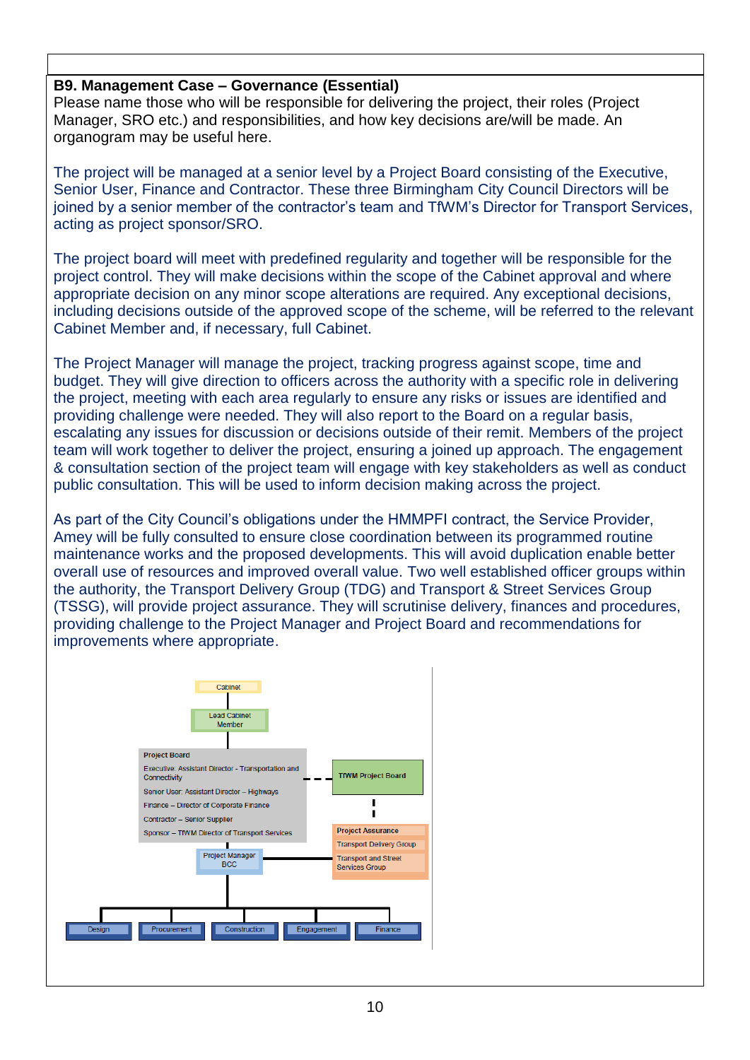**B9. Management Case – Governance (Essential)**
Please name those who will be responsible for delivering the project, their roles (Project Manager, SRO etc.) and responsibilities, and how key decisions are/will be made. An organogram may be useful here.

The project will be managed at a senior level by a Project Board consisting of the Executive, Senior User, Finance and Contractor. These three Birmingham City Council Directors will be joined by a senior member of the contractor's team and TfWM's Director for Transport Services, acting as project sponsor/SRO.

The project board will meet with predefined regularity and together will be responsible for the project control. They will make decisions within the scope of the Cabinet approval and where appropriate decision on any minor scope alterations are required. Any exceptional decisions, including decisions outside of the approved scope of the scheme, will be referred to the relevant Cabinet Member and, if necessary, full Cabinet.

The Project Manager will manage the project, tracking progress against scope, time and budget. They will give direction to officers across the authority with a specific role in delivering the project, meeting with each area regularly to ensure any risks or issues are identified and providing challenge were needed. They will also report to the Board on a regular basis, escalating any issues for discussion or decisions outside of their remit. Members of the project team will work together to deliver the project, ensuring a joined up approach. The engagement & consultation section of the project team will engage with key stakeholders as well as conduct public consultation. This will be used to inform decision making across the project.

As part of the City Council's obligations under the HMMPFI contract, the Service Provider, Amey will be fully consulted to ensure close coordination between its programmed routine maintenance works and the proposed developments. This will avoid duplication enable better overall use of resources and improved overall value. Two well established officer groups within the authority, the Transport Delivery Group (TDG) and Transport & Street Services Group (TSSG), will provide project assurance. They will scrutinise delivery, finances and procedures, providing challenge to the Project Manager and Project Board and recommendations for improvements where appropriate.

Cabinet

Lead Cabinet Member

**Project Board**
- Executive: Assistant Director - Transportation and Connectivity
- Senior User: Assistant Director – Highways
- Finance – Director of Corporate Finance
- Contractor – Senior Supplier
- Sponsor – TfWM Director of Transport Services

TfWM Project Board

**Project Assurance**
- Transport Delivery Group
- Transport and Street Services Group

Project Manager BCC

Design | Procurement | Construction | Engagement | Finance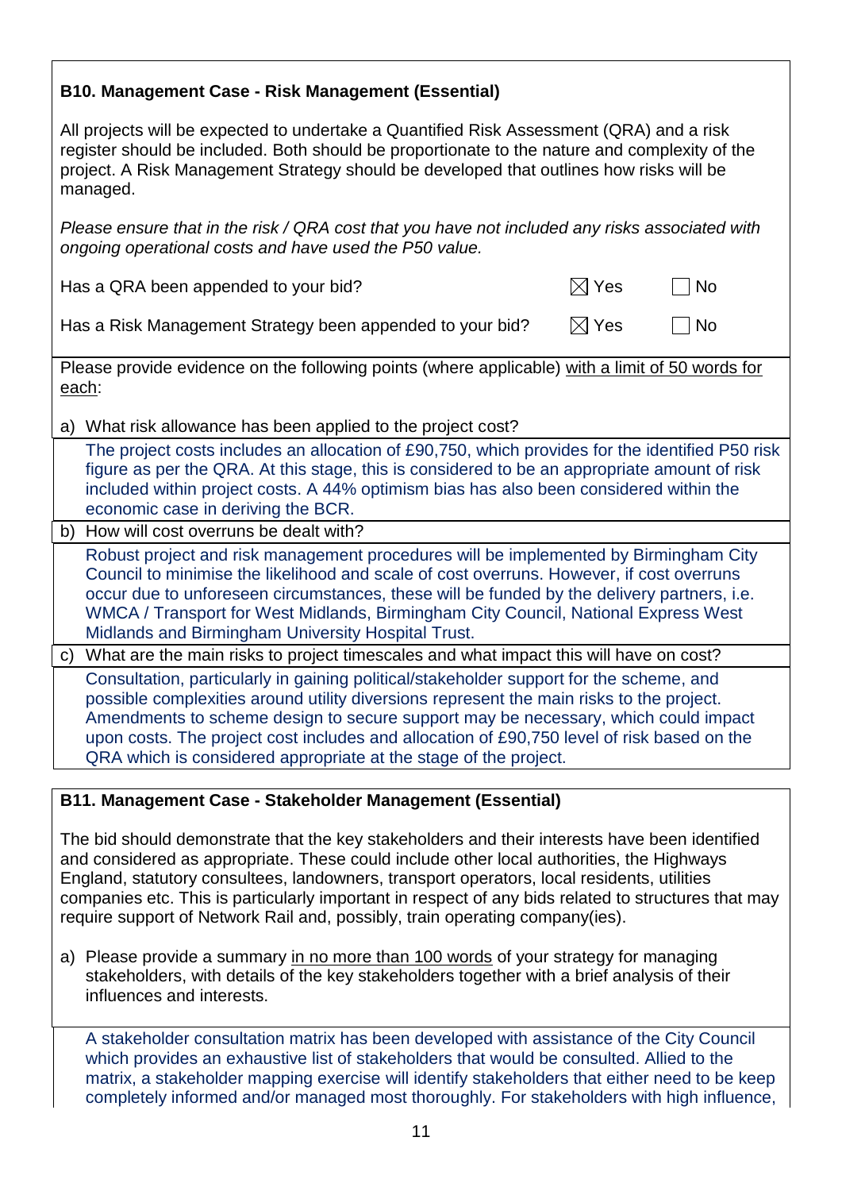## B10. Management Case - Risk Management (Essential)

All projects will be expected to undertake a Quantified Risk Assessment (QRA) and a risk register should be included. Both should be proportionate to the nature and complexity of the project. A Risk Management Strategy should be developed that outlines how risks will be managed.

*Please ensure that in the risk / QRA cost that you have not included any risks associated with ongoing operational costs and have used the P50 value.*

Has a QRA been appended to your bid? ☒ Yes ☐ No

Has a Risk Management Strategy been appended to your bid? ☒ Yes ☐ No

Please provide evidence on the following points (where applicable) with a limit of 50 words for each:

a) What risk allowance has been applied to the project cost?

The project costs includes an allocation of £90,750, which provides for the identified P50 risk figure as per the QRA. At this stage, this is considered to be an appropriate amount of risk included within project costs. A 44% optimism bias has also been considered within the economic case in deriving the BCR.

b) How will cost overruns be dealt with?

Robust project and risk management procedures will be implemented by Birmingham City Council to minimise the likelihood and scale of cost overruns. However, if cost overruns occur due to unforeseen circumstances, these will be funded by the delivery partners, i.e. WMCA / Transport for West Midlands, Birmingham City Council, National Express West Midlands and Birmingham University Hospital Trust.

c) What are the main risks to project timescales and what impact this will have on cost?

Consultation, particularly in gaining political/stakeholder support for the scheme, and possible complexities around utility diversions represent the main risks to the project. Amendments to scheme design to secure support may be necessary, which could impact upon costs. The project cost includes and allocation of £90,750 level of risk based on the QRA which is considered appropriate at the stage of the project.

## B11. Management Case - Stakeholder Management (Essential)

The bid should demonstrate that the key stakeholders and their interests have been identified and considered as appropriate. These could include other local authorities, the Highways England, statutory consultees, landowners, transport operators, local residents, utilities companies etc. This is particularly important in respect of any bids related to structures that may require support of Network Rail and, possibly, train operating company(ies).

a) Please provide a summary in no more than 100 words of your strategy for managing stakeholders, with details of the key stakeholders together with a brief analysis of their influences and interests.

A stakeholder consultation matrix has been developed with assistance of the City Council which provides an exhaustive list of stakeholders that would be consulted. Allied to the matrix, a stakeholder mapping exercise will identify stakeholders that either need to be keep completely informed and/or managed most thoroughly. For stakeholders with high influence,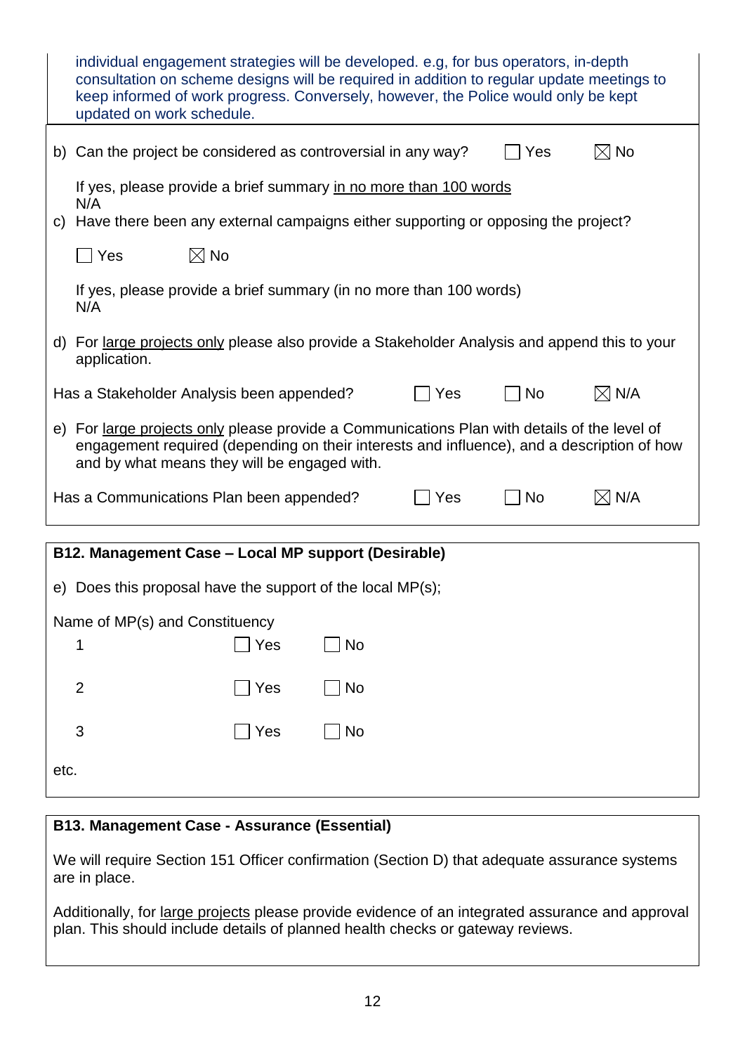individual engagement strategies will be developed. e.g, for bus operators, in-depth consultation on scheme designs will be required in addition to regular update meetings to keep informed of work progress. Conversely, however, the Police would only be kept updated on work schedule.

b) Can the project be considered as controversial in any way? ☐ Yes ☒ No

If yes, please provide a brief summary in no more than 100 words
N/A

c) Have there been any external campaigns either supporting or opposing the project?

☐ Yes ☒ No

If yes, please provide a brief summary (in no more than 100 words)
N/A

d) For large projects only please also provide a Stakeholder Analysis and append this to your application.

Has a Stakeholder Analysis been appended? ☐ Yes ☐ No ☒ N/A

e) For large projects only please provide a Communications Plan with details of the level of engagement required (depending on their interests and influence), and a description of how and by what means they will be engaged with.

Has a Communications Plan been appended? ☐ Yes ☐ No ☒ N/A

**B12. Management Case – Local MP support (Desirable)**

e) Does this proposal have the support of the local MP(s);

Name of MP(s) and Constituency

1 ☐ Yes ☐ No

2 ☐ Yes ☐ No

3 ☐ Yes ☐ No

etc.

**B13. Management Case - Assurance (Essential)**

We will require Section 151 Officer confirmation (Section D) that adequate assurance systems are in place.

Additionally, for large projects please provide evidence of an integrated assurance and approval plan. This should include details of planned health checks or gateway reviews.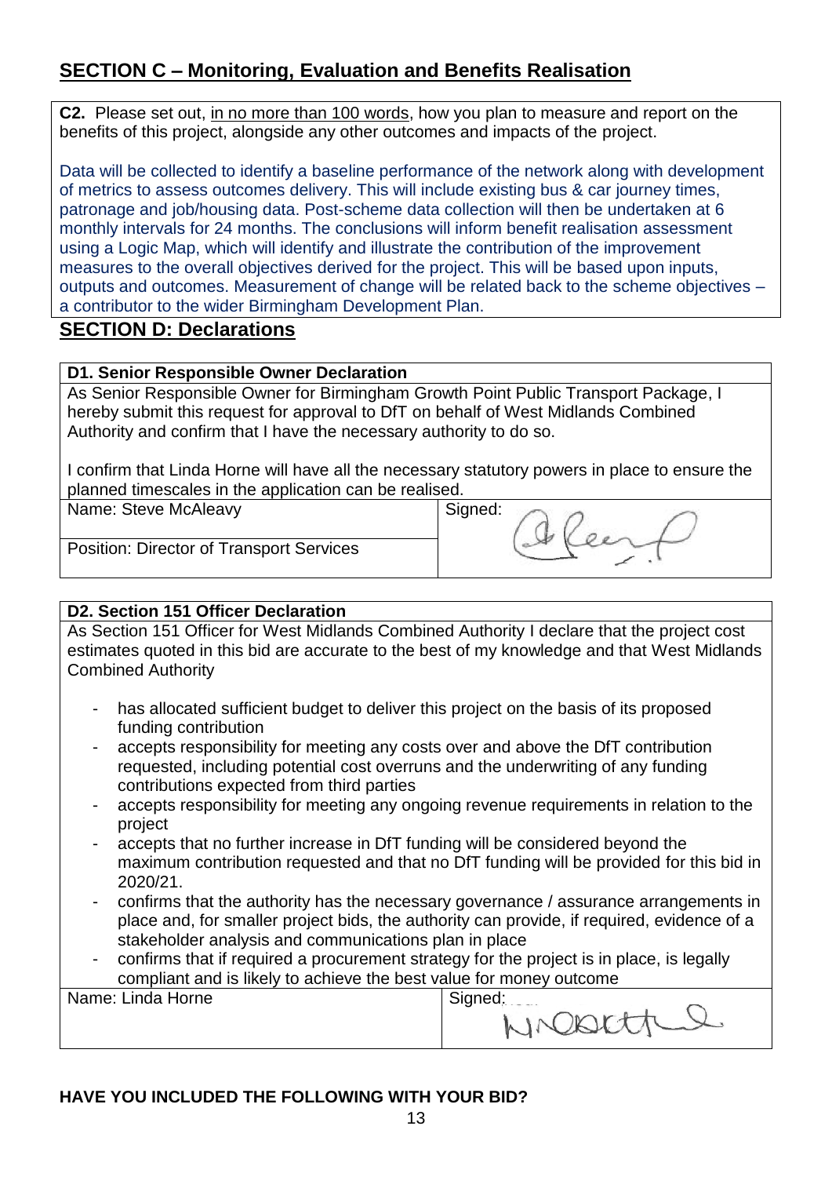## SECTION C – Monitoring, Evaluation and Benefits Realisation

**C2.** Please set out, in no more than 100 words, how you plan to measure and report on the benefits of this project, alongside any other outcomes and impacts of the project.

Data will be collected to identify a baseline performance of the network along with development of metrics to assess outcomes delivery. This will include existing bus & car journey times, patronage and job/housing data. Post-scheme data collection will then be undertaken at 6 monthly intervals for 24 months. The conclusions will inform benefit realisation assessment using a Logic Map, which will identify and illustrate the contribution of the improvement measures to the overall objectives derived for the project. This will be based upon inputs, outputs and outcomes. Measurement of change will be related back to the scheme objectives – a contributor to the wider Birmingham Development Plan.

## SECTION D: Declarations

**D1. Senior Responsible Owner Declaration**

As Senior Responsible Owner for Birmingham Growth Point Public Transport Package, I hereby submit this request for approval to DfT on behalf of West Midlands Combined Authority and confirm that I have the necessary authority to do so.

I confirm that Linda Horne will have all the necessary statutory powers in place to ensure the planned timescales in the application can be realised.

| Name: Steve McAleavy | Signed: |
|---|---|
| Position: Director of Transport Services | |

**D2. Section 151 Officer Declaration**

As Section 151 Officer for West Midlands Combined Authority I declare that the project cost estimates quoted in this bid are accurate to the best of my knowledge and that West Midlands Combined Authority

- has allocated sufficient budget to deliver this project on the basis of its proposed funding contribution
- accepts responsibility for meeting any costs over and above the DfT contribution requested, including potential cost overruns and the underwriting of any funding contributions expected from third parties
- accepts responsibility for meeting any ongoing revenue requirements in relation to the project
- accepts that no further increase in DfT funding will be considered beyond the maximum contribution requested and that no DfT funding will be provided for this bid in 2020/21.
- confirms that the authority has the necessary governance / assurance arrangements in place and, for smaller project bids, the authority can provide, if required, evidence of a stakeholder analysis and communications plan in place
- confirms that if required a procurement strategy for the project is in place, is legally compliant and is likely to achieve the best value for money outcome

| Name: Linda Horne | Signed: |
|---|---|

**HAVE YOU INCLUDED THE FOLLOWING WITH YOUR BID?**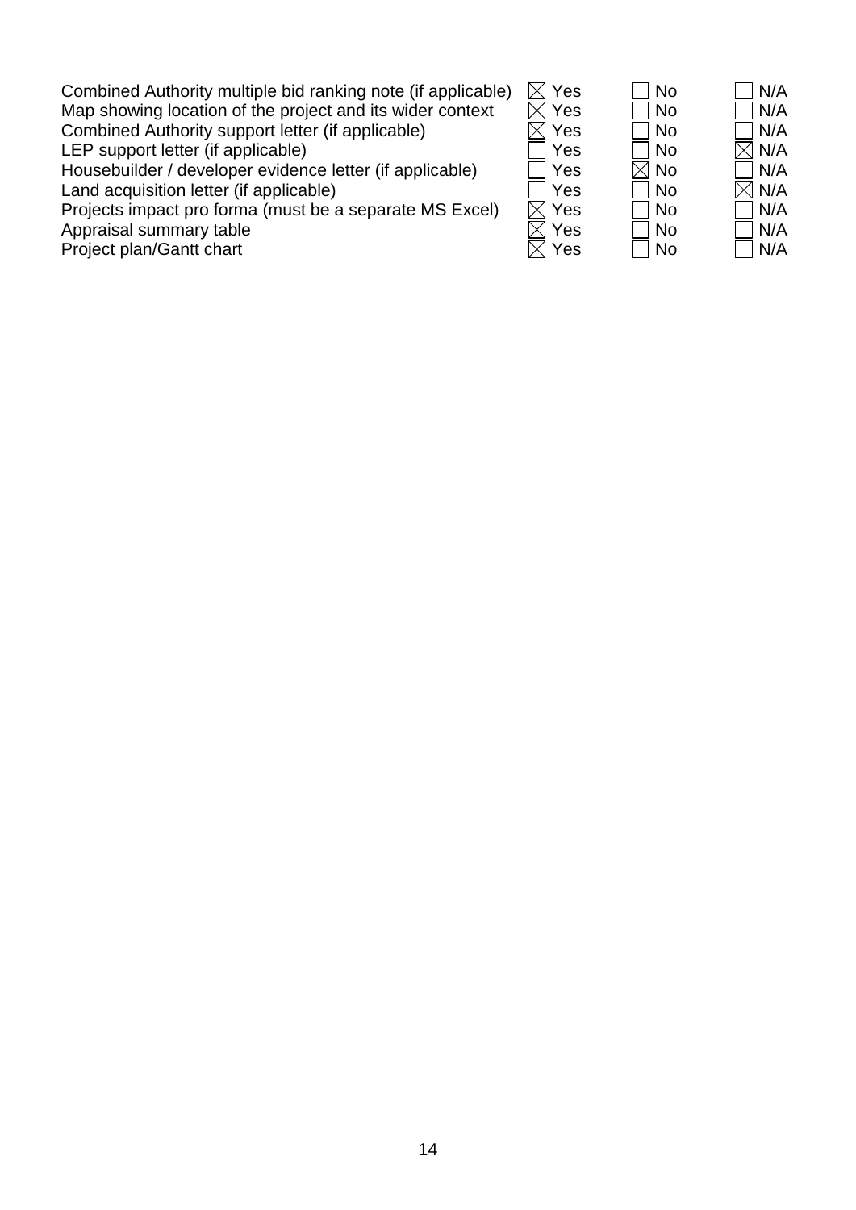| | | | |
|---|---|---|---|
| Combined Authority multiple bid ranking note (if applicable) | ☒ Yes | ☐ No | ☐ N/A |
| Map showing location of the project and its wider context | ☒ Yes | ☐ No | ☐ N/A |
| Combined Authority support letter (if applicable) | ☒ Yes | ☐ No | ☐ N/A |
| LEP support letter (if applicable) | ☐ Yes | ☐ No | ☒ N/A |
| Housebuilder / developer evidence letter (if applicable) | ☐ Yes | ☒ No | ☐ N/A |
| Land acquisition letter (if applicable) | ☐ Yes | ☐ No | ☒ N/A |
| Projects impact pro forma (must be a separate MS Excel) | ☒ Yes | ☐ No | ☐ N/A |
| Appraisal summary table | ☒ Yes | ☐ No | ☐ N/A |
| Project plan/Gantt chart | ☒ Yes | ☐ No | ☐ N/A |